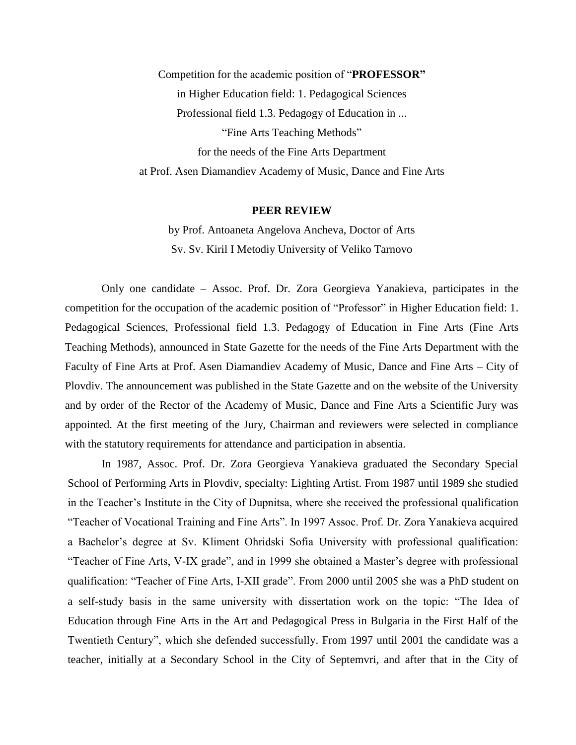Competition for the academic position of "**PROFESSOR"**

in Higher Education field: 1. Pedagogical Sciences

Professional field 1.3. Pedagogy of Education in ...

"Fine Arts Teaching Methods"

for the needs of the Fine Arts Department

at Prof. Asen Diamandiev Academy of Music, Dance and Fine Arts

**PEER REVIEW**

by Prof. Antoaneta Angelova Ancheva, Doctor of Arts

Sv. Sv. Kiril I Metodiy University of Veliko Tarnovo

Only one candidate – Assoc. Prof. Dr. Zora Georgieva Yanakieva, participates in the competition for the occupation of the academic position of "Professor" in Higher Education field: 1. Pedagogical Sciences, Professional field 1.3. Pedagogy of Education in Fine Arts (Fine Arts Teaching Methods), announced in State Gazette for the needs of the Fine Arts Department with the Faculty of Fine Arts at Prof. Asen Diamandiev Academy of Music, Dance and Fine Arts – City of Plovdiv. The announcement was published in the State Gazette and on the website of the University and by order of the Rector of the Academy of Music, Dance and Fine Arts a Scientific Jury was appointed. At the first meeting of the Jury, Chairman and reviewers were selected in compliance with the statutory requirements for attendance and participation in absentia.

In 1987, Assoc. Prof. Dr. Zora Georgieva Yanakieva graduated the Secondary Special School of Performing Arts in Plovdiv, specialty: Lighting Artist. From 1987 until 1989 she studied in the Teacher's Institute in the City of Dupnitsa, where she received the professional qualification "Teacher of Vocational Training and Fine Arts". In 1997 Assoc. Prof. Dr. Zora Yanakieva acquired a Bachelor's degree at Sv. Kliment Ohridski Sofia University with professional qualification: "Teacher of Fine Arts, V-IX grade", and in 1999 she obtained a Master's degree with professional qualification: "Teacher of Fine Arts, I-XII grade". From 2000 until 2005 she was a PhD student on a self-study basis in the same university with dissertation work on the topic: "The Idea of Education through Fine Arts in the Art and Pedagogical Press in Bulgaria in the First Half of the Twentieth Century", which she defended successfully. From 1997 until 2001 the candidate was a teacher, initially at a Secondary School in the City of Septemvri, and after that in the City of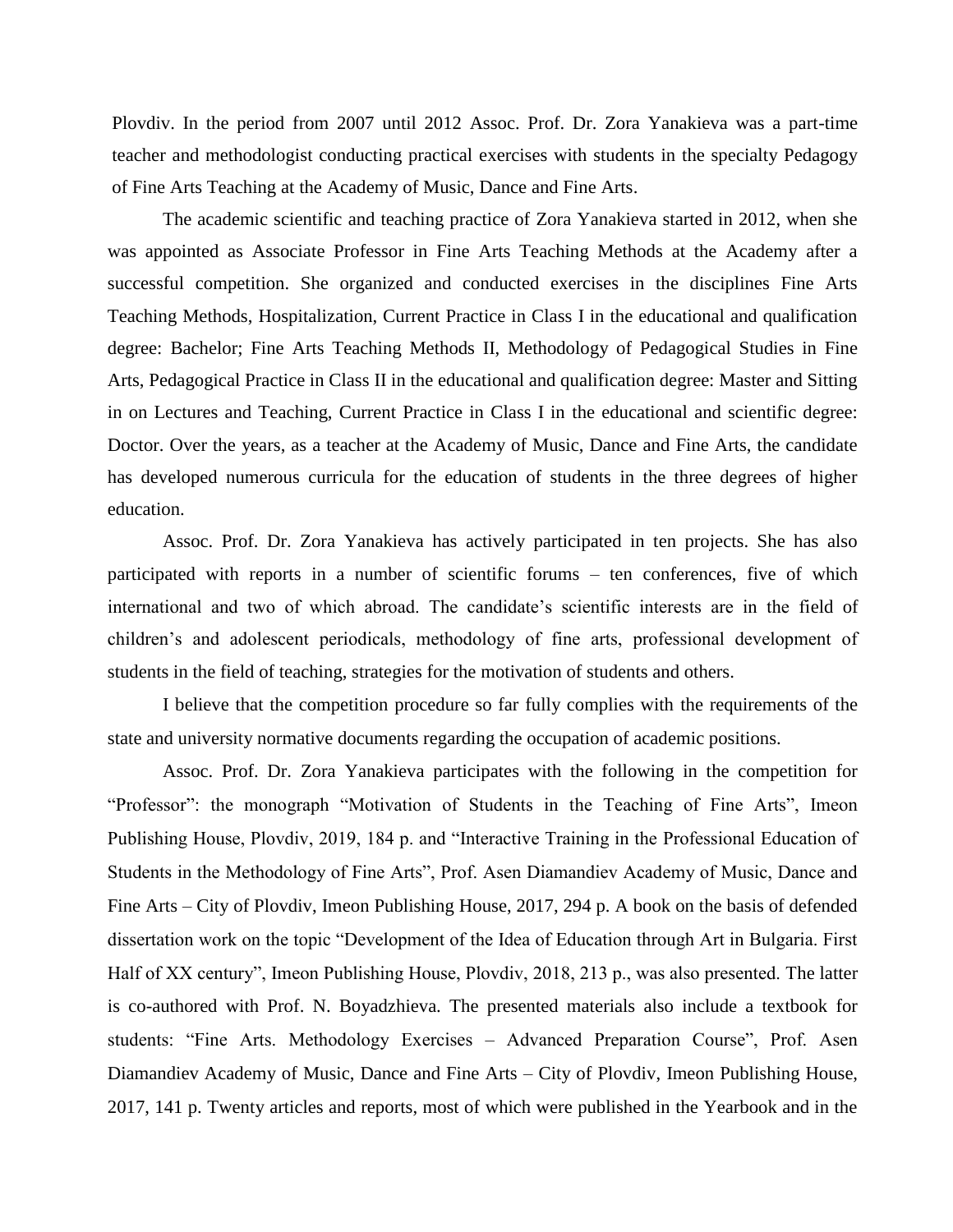Plovdiv. In the period from 2007 until 2012 Assoc. Prof. Dr. Zora Yanakieva was a part-time teacher and methodologist conducting practical exercises with students in the specialty Pedagogy of Fine Arts Teaching at the Academy of Music, Dance and Fine Arts.

The academic scientific and teaching practice of Zora Yanakieva started in 2012, when she was appointed as Associate Professor in Fine Arts Teaching Methods at the Academy after a successful competition. She organized and conducted exercises in the disciplines Fine Arts Teaching Methods, Hospitalization, Current Practice in Class I in the educational and qualification degree: Bachelor; Fine Arts Teaching Methods II, Methodology of Pedagogical Studies in Fine Arts, Pedagogical Practice in Class II in the educational and qualification degree: Master and Sitting in on Lectures and Teaching, Current Practice in Class I in the educational and scientific degree: Doctor. Over the years, as a teacher at the Academy of Music, Dance and Fine Arts, the candidate has developed numerous curricula for the education of students in the three degrees of higher education.

Assoc. Prof. Dr. Zora Yanakieva has actively participated in ten projects. She has also participated with reports in a number of scientific forums – ten conferences, five of which international and two of which abroad. The candidate's scientific interests are in the field of children's and adolescent periodicals, methodology of fine arts, professional development of students in the field of teaching, strategies for the motivation of students and others.

I believe that the competition procedure so far fully complies with the requirements of the state and university normative documents regarding the occupation of academic positions.

Assoc. Prof. Dr. Zora Yanakieva participates with the following in the competition for "Professor": the monograph "Motivation of Students in the Teaching of Fine Arts", Imeon Publishing House, Plovdiv, 2019, 184 p. and "Interactive Training in the Professional Education of Students in the Methodology of Fine Arts", Prof. Asen Diamandiev Academy of Music, Dance and Fine Arts – City of Plovdiv, Imeon Publishing House, 2017, 294 p. A book on the basis of defended dissertation work on the topic "Development of the Idea of Education through Art in Bulgaria. First Half of XX century", Imeon Publishing House, Plovdiv, 2018, 213 p., was also presented. The latter is co-authored with Prof. N. Boyadzhieva. The presented materials also include a textbook for students: "Fine Arts. Methodology Exercises – Advanced Preparation Course", Prof. Asen Diamandiev Academy of Music, Dance and Fine Arts – City of Plovdiv, Imeon Publishing House, 2017, 141 p. Twenty articles and reports, most of which were published in the Yearbook and in the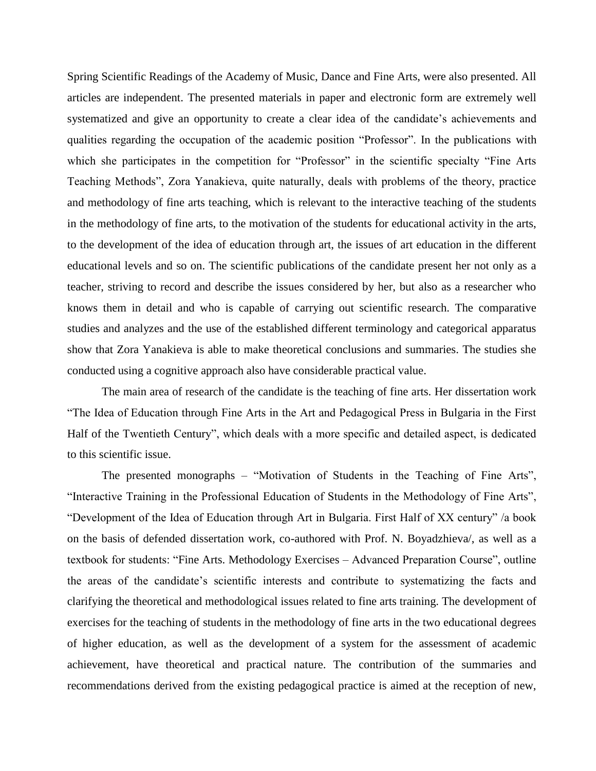Spring Scientific Readings of the Academy of Music, Dance and Fine Arts, were also presented. All articles are independent. The presented materials in paper and electronic form are extremely well systematized and give an opportunity to create a clear idea of the candidate's achievements and qualities regarding the occupation of the academic position "Professor". In the publications with which she participates in the competition for "Professor" in the scientific specialty "Fine Arts Teaching Methods", Zora Yanakieva, quite naturally, deals with problems of the theory, practice and methodology of fine arts teaching, which is relevant to the interactive teaching of the students in the methodology of fine arts, to the motivation of the students for educational activity in the arts, to the development of the idea of education through art, the issues of art education in the different educational levels and so on. The scientific publications of the candidate present her not only as a teacher, striving to record and describe the issues considered by her, but also as a researcher who knows them in detail and who is capable of carrying out scientific research. The comparative studies and analyzes and the use of the established different terminology and categorical apparatus show that Zora Yanakieva is able to make theoretical conclusions and summaries. The studies she conducted using a cognitive approach also have considerable practical value.

The main area of research of the candidate is the teaching of fine arts. Her dissertation work "The Idea of Education through Fine Arts in the Art and Pedagogical Press in Bulgaria in the First Half of the Twentieth Century", which deals with a more specific and detailed aspect, is dedicated to this scientific issue.

The presented monographs – "Motivation of Students in the Teaching of Fine Arts", "Interactive Training in the Professional Education of Students in the Methodology of Fine Arts", "Development of the Idea of Education through Art in Bulgaria. First Half of XX century" /a book on the basis of defended dissertation work, co-authored with Prof. N. Boyadzhieva/, as well as a textbook for students: "Fine Arts. Methodology Exercises – Advanced Preparation Course", outline the areas of the candidate's scientific interests and contribute to systematizing the facts and clarifying the theoretical and methodological issues related to fine arts training. The development of exercises for the teaching of students in the methodology of fine arts in the two educational degrees of higher education, as well as the development of a system for the assessment of academic achievement, have theoretical and practical nature. The contribution of the summaries and recommendations derived from the existing pedagogical practice is aimed at the reception of new,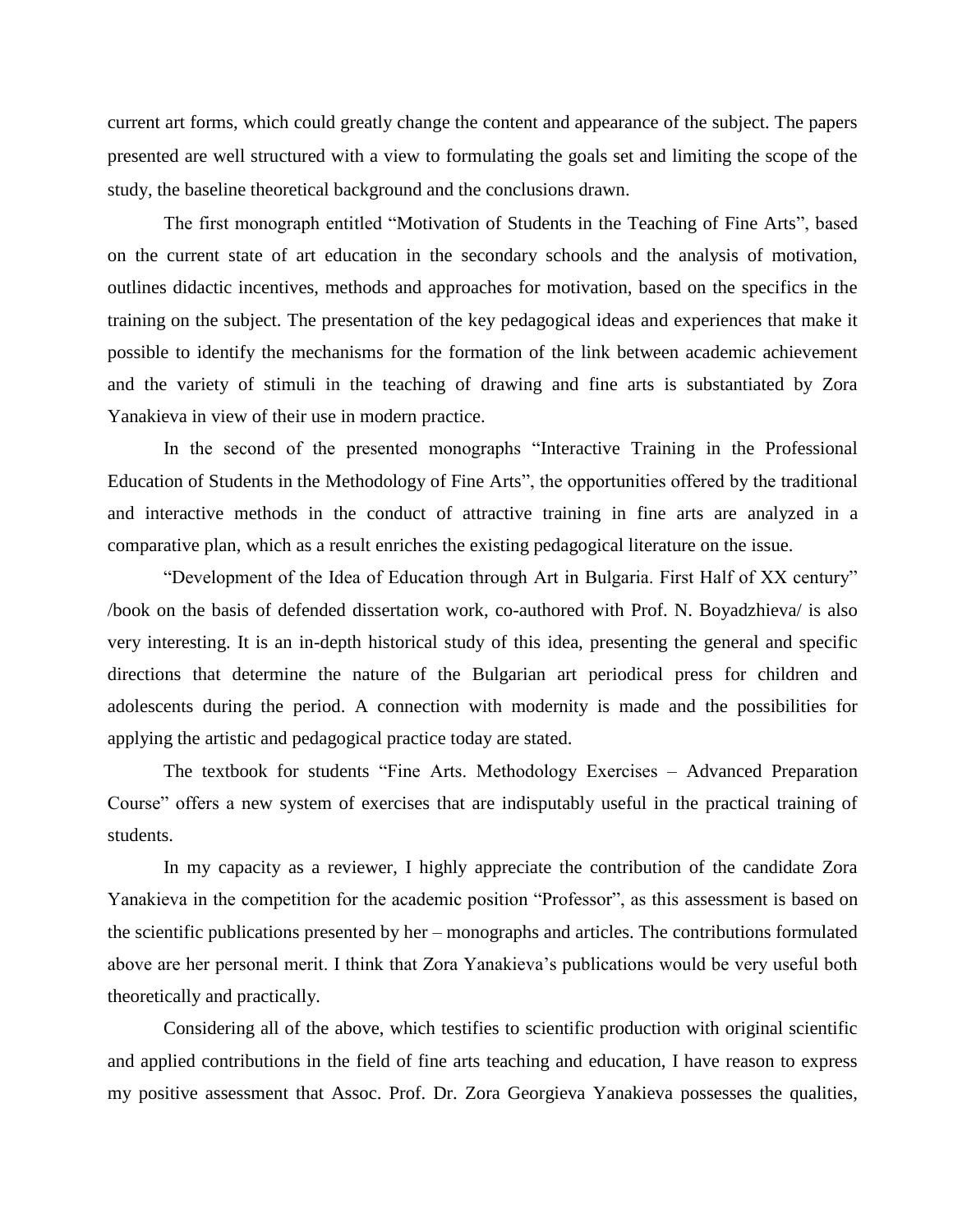current art forms, which could greatly change the content and appearance of the subject. The papers presented are well structured with a view to formulating the goals set and limiting the scope of the study, the baseline theoretical background and the conclusions drawn.

The first monograph entitled "Motivation of Students in the Teaching of Fine Arts", based on the current state of art education in the secondary schools and the analysis of motivation, outlines didactic incentives, methods and approaches for motivation, based on the specifics in the training on the subject. The presentation of the key pedagogical ideas and experiences that make it possible to identify the mechanisms for the formation of the link between academic achievement and the variety of stimuli in the teaching of drawing and fine arts is substantiated by Zora Yanakieva in view of their use in modern practice.

In the second of the presented monographs "Interactive Training in the Professional Education of Students in the Methodology of Fine Arts", the opportunities offered by the traditional and interactive methods in the conduct of attractive training in fine arts are analyzed in a comparative plan, which as a result enriches the existing pedagogical literature on the issue.

"Development of the Idea of Education through Art in Bulgaria. First Half of XX century" /book on the basis of defended dissertation work, co-authored with Prof. N. Boyadzhieva/ is also very interesting. It is an in-depth historical study of this idea, presenting the general and specific directions that determine the nature of the Bulgarian art periodical press for children and adolescents during the period. A connection with modernity is made and the possibilities for applying the artistic and pedagogical practice today are stated.

The textbook for students "Fine Arts. Methodology Exercises – Advanced Preparation Course" offers a new system of exercises that are indisputably useful in the practical training of students.

In my capacity as a reviewer, I highly appreciate the contribution of the candidate Zora Yanakieva in the competition for the academic position "Professor", as this assessment is based on the scientific publications presented by her – monographs and articles. The contributions formulated above are her personal merit. I think that Zora Yanakieva's publications would be very useful both theoretically and practically.

Considering all of the above, which testifies to scientific production with original scientific and applied contributions in the field of fine arts teaching and education, I have reason to express my positive assessment that Assoc. Prof. Dr. Zora Georgieva Yanakieva possesses the qualities,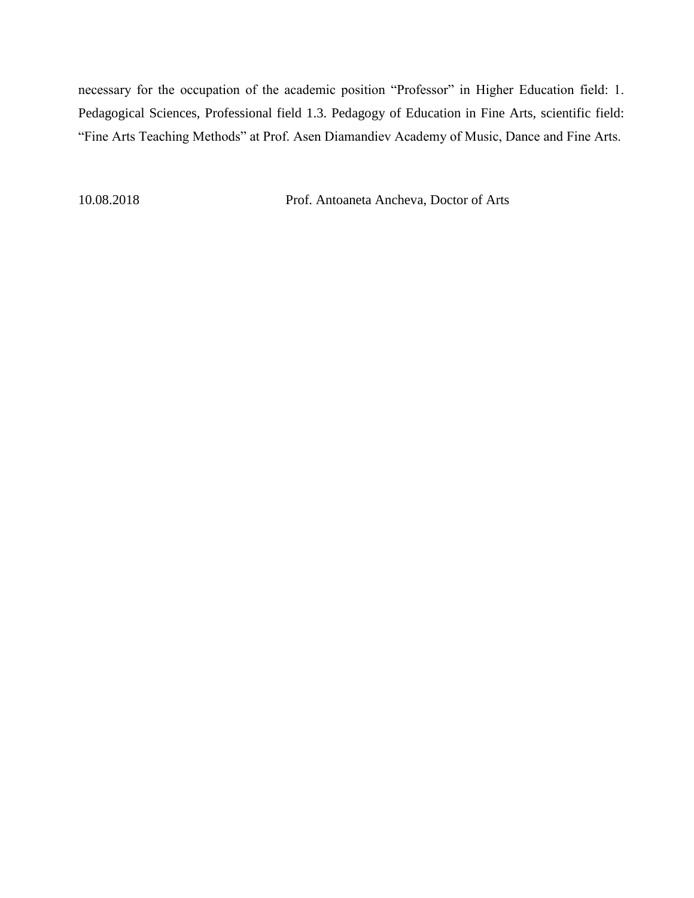necessary for the occupation of the academic position “Professor” in Higher Education field: 1. Pedagogical Sciences, Professional field 1.3. Pedagogy of Education in Fine Arts, scientific field: “Fine Arts Teaching Methods” at Prof. Asen Diamandiev Academy of Music, Dance and Fine Arts.

10.08.2018 Prof. Antoaneta Ancheva, Doctor of Arts